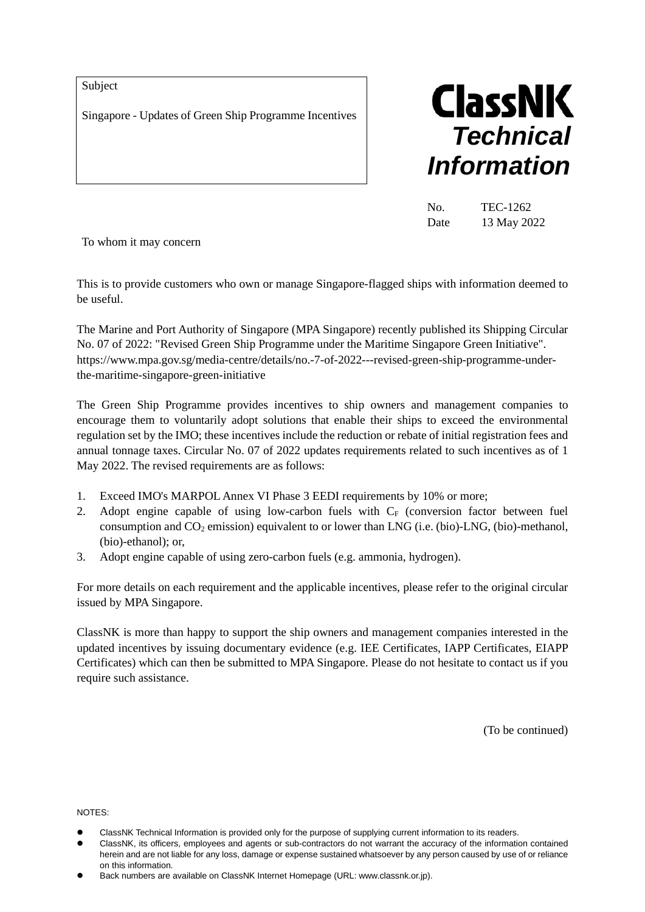Subject

Singapore - Updates of Green Ship Programme Incentives

**ClassNK**
***Technical Information***

No. TEC-1262
Date 13 May 2022

To whom it may concern

This is to provide customers who own or manage Singapore-flagged ships with information deemed to be useful.

The Marine and Port Authority of Singapore (MPA Singapore) recently published its Shipping Circular No. 07 of 2022: "Revised Green Ship Programme under the Maritime Singapore Green Initiative". https://www.mpa.gov.sg/media-centre/details/no.-7-of-2022---revised-green-ship-programme-under-the-maritime-singapore-green-initiative

The Green Ship Programme provides incentives to ship owners and management companies to encourage them to voluntarily adopt solutions that enable their ships to exceed the environmental regulation set by the IMO; these incentives include the reduction or rebate of initial registration fees and annual tonnage taxes. Circular No. 07 of 2022 updates requirements related to such incentives as of 1 May 2022. The revised requirements are as follows:

1. Exceed IMO's MARPOL Annex VI Phase 3 EEDI requirements by 10% or more;
2. Adopt engine capable of using low-carbon fuels with $C_F$ (conversion factor between fuel consumption and $CO_2$ emission) equivalent to or lower than LNG (i.e. (bio)-LNG, (bio)-methanol, (bio)-ethanol); or,
3. Adopt engine capable of using zero-carbon fuels (e.g. ammonia, hydrogen).

For more details on each requirement and the applicable incentives, please refer to the original circular issued by MPA Singapore.

ClassNK is more than happy to support the ship owners and management companies interested in the updated incentives by issuing documentary evidence (e.g. IEE Certificates, IAPP Certificates, EIAPP Certificates) which can then be submitted to MPA Singapore. Please do not hesitate to contact us if you require such assistance.

(To be continued)

NOTES:

- ClassNK Technical Information is provided only for the purpose of supplying current information to its readers.
- ClassNK, its officers, employees and agents or sub-contractors do not warrant the accuracy of the information contained herein and are not liable for any loss, damage or expense sustained whatsoever by any person caused by use of or reliance on this information.
- Back numbers are available on ClassNK Internet Homepage (URL: www.classnk.or.jp).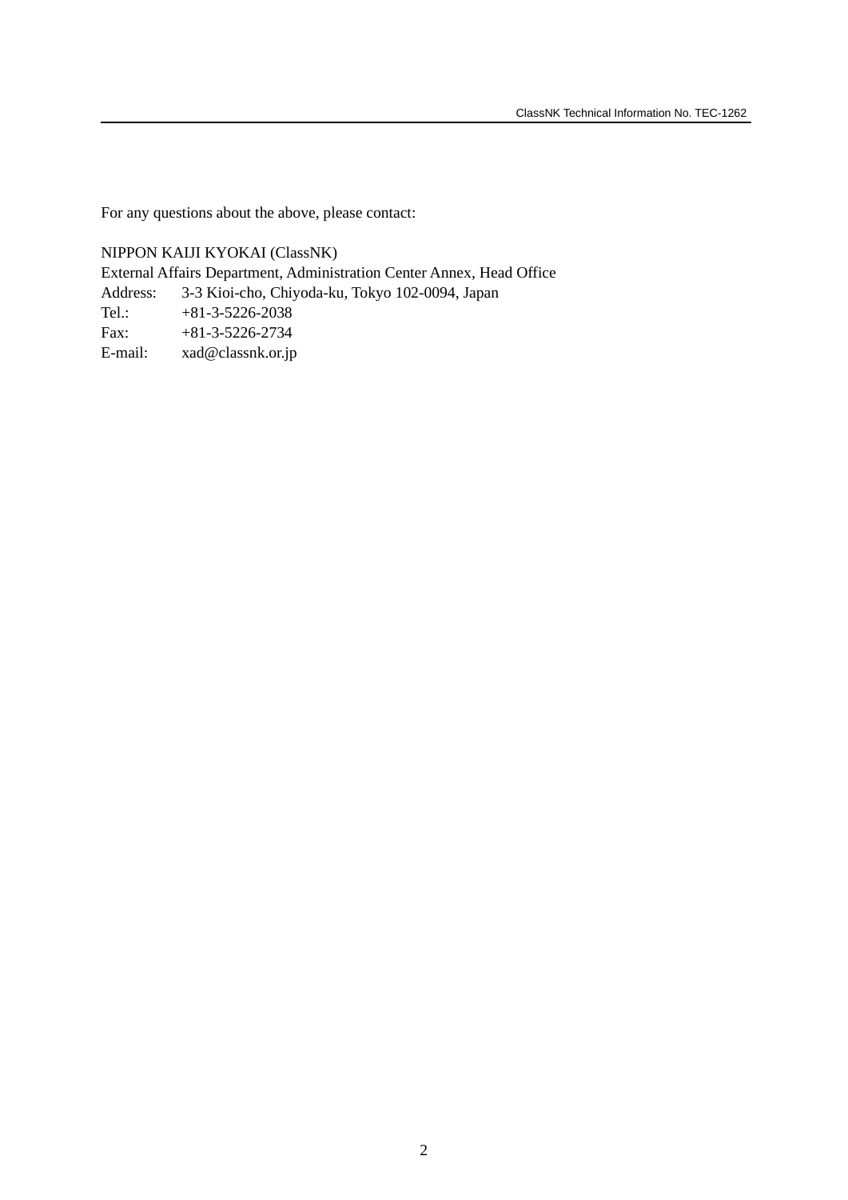For any questions about the above, please contact:

NIPPON KAIJI KYOKAI (ClassNK)
External Affairs Department, Administration Center Annex, Head Office
Address: 3-3 Kioi-cho, Chiyoda-ku, Tokyo 102-0094, Japan
Tel.: +81-3-5226-2038
Fax: +81-3-5226-2734
E-mail: xad@classnk.or.jp